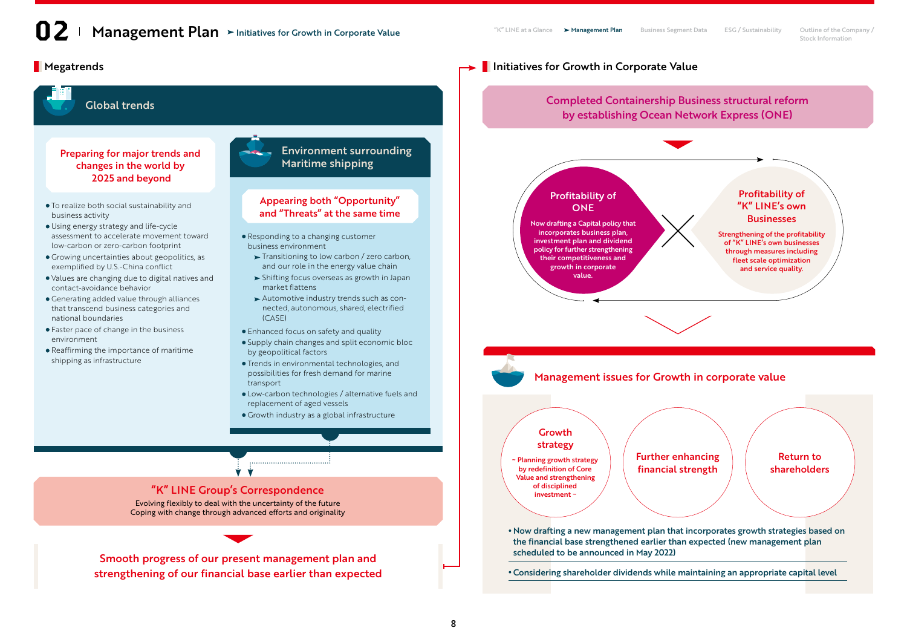# 02 Management Plan ➤ Initiatives for Growth in Corporate Value

## Megatrends

### Global trends

**Preparing for major trends and changes in the world by 2025 and beyond**

- To realize both social sustainability and business activity
- Using energy strategy and life-cycle assessment to accelerate movement toward low-carbon or zero-carbon footprint
- Growing uncertainties about geopolitics, as exemplified by U.S.-China conflict
- Values are changing due to digital natives and contact-avoidance behavior
- Generating added value through alliances that transcend business categories and national boundaries
- Faster pace of change in the business environment
- Reaffirming the importance of maritime shipping as infrastructure

### Environment surrounding Maritime shipping

**Appearing both "Opportunity" and "Threats" at the same time**

- Responding to a changing customer business environment
  - ➤ Transitioning to low carbon / zero carbon, and our role in the energy value chain
  - ➤ Shifting focus overseas as growth in Japan market flattens
  - ➤ Automotive industry trends such as connected, autonomous, shared, electrified (CASE)
- Enhanced focus on safety and quality
- Supply chain changes and split economic bloc by geopolitical factors
- Trends in environmental technologies, and possibilities for fresh demand for marine transport
- Low-carbon technologies / alternative fuels and replacement of aged vessels
- Growth industry as a global infrastructure

**"K" LINE Group's Correspondence**

Evolving flexibly to deal with the uncertainty of the future
Coping with change through advanced efforts and originality

**Smooth progress of our present management plan and strengthening of our financial base earlier than expected**

## Initiatives for Growth in Corporate Value

**Completed Containership Business structural reform by establishing Ocean Network Express (ONE)**

**Profitability of ONE**

Now drafting a Capital policy that incorporates business plan, investment plan and dividend policy for further strengthening their competitiveness and growth in corporate value.

**Profitability of "K" LINE's own Businesses**

Strengthening of the profitability of "K" LINE's own businesses through measures including fleet scale optimization and service quality.

### Management issues for Growth in corporate value

- **Growth strategy** ~ Planning growth strategy by redefinition of Core Value and strengthening of disciplined investment ~
- **Further enhancing financial strength**
- **Return to shareholders**

- Now drafting a new management plan that incorporates growth strategies based on the financial base strengthened earlier than expected (new management plan scheduled to be announced in May 2022)
- Considering shareholder dividends while maintaining an appropriate capital level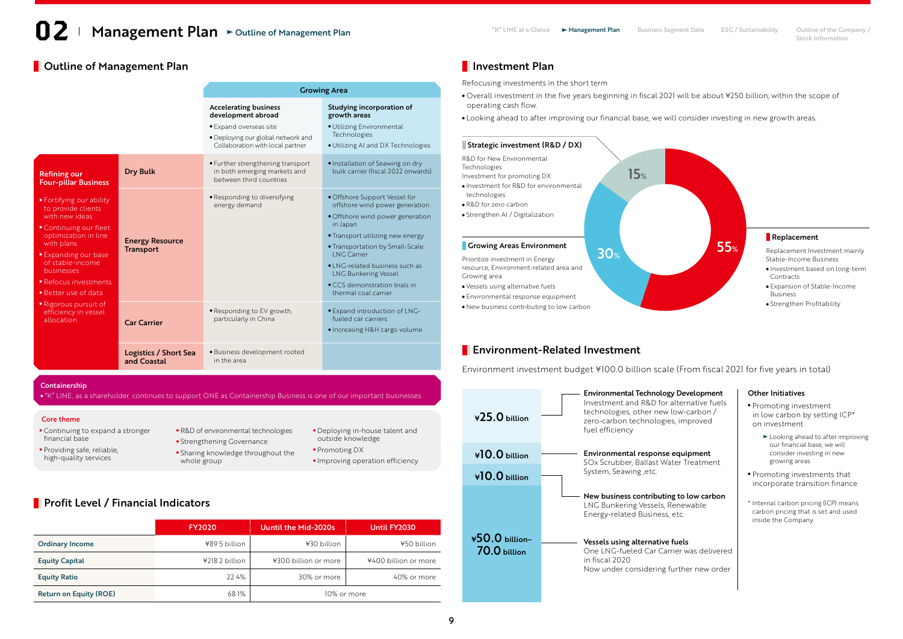# 02 Management Plan ➤ Outline of Management Plan

## Outline of Management Plan

| | | Growing Area | |
|---|---|---|---|
| | | **Accelerating business development abroad**<br>• Expand overseas site<br>• Deploying our global network and Collaboration with local partner | **Studying incorporation of growth areas**<br>• Utilizing Environmental Technologies<br>• Utilizing AI and DX Technologies |
| **Refining our Four-pillar Business**<br>• Fortifying our ability to provide clients with new ideas<br>• Continuing our fleet optimization in line with plans<br>• Expanding our base of stable-income businesses<br>• Refocus investments<br>• Better use of data<br>• Rigorous pursuit of efficiency in vessel allocation | **Dry Bulk** | • Further strengthening transport in both emerging markets and between third countries | • Installation of Seawing on dry bulk carrier (fiscal 2022 onwards) |
| | **Energy Resource Transport** | • Responding to diversifying energy demand | • Offshore Support Vessel for offshore wind power generation<br>• Offshore wind power generation in Japan<br>• Transport utilizing new energy<br>• Transportation by Small-Scale LNG Carrier<br>• LNG-related business such as LNG Bunkering Vessel<br>• CCS demonstration trials in thermal coal carrier |
| | **Car Carrier** | • Responding to EV growth, particularly in China | • Expand introduction of LNG-fueled car carriers<br>• Increasing H&H cargo volume |
| | **Logistics / Short Sea and Coastal** | • Business development rooted in the area | |

**Containership**
• "K" LINE, as a shareholder, continues to support ONE as Containership Business is one of our important businesses.

**Core theme**
- Continuing to expand a stronger financial base
- Providing safe, reliable, high-quality services
- R&D of environmental technologies
- Strengthening Governance
- Sharing knowledge throughout the whole group
- Deploying in-house talent and outside knowledge
- Promoting DX
- Improving operation efficiency

## Profit Level / Financial Indicators

| | FY2020 | Uuntil the Mid-2020s | Until FY2030 |
|---|---|---|---|
| Ordinary Income | ¥89.5 billion | ¥30 billion | ¥50 billion |
| Equity Capital | ¥218.2 billion | ¥300 billion or more | ¥400 billion or more |
| Equity Ratio | 22.4% | 30% or more | 40% or more |
| Return on Equity (ROE) | 68.1% | 10% or more | |

## Investment Plan

Refocusing investments in the short term

- Overall investment in the five years beginning in fiscal 2021 will be about ¥250 billion, within the scope of operating cash flow.
- Looking ahead to after improving our financial base, we will consider investing in new growth areas.

**Strategic investment (R&D / DX)** — 15%

R&D for New Environmental Technologies
Investment for promoting DX
- Investment for R&D for environmental technologies
- R&D for zero carbon
- Strengthen AI / Digitalization

**Growing Areas Environment** — 30%

Prioritize investment in Energy resource, Environment-related area and Growing area
- Vessels using alternative fuels
- Environmental response equipment
- New business contributing to low carbon

**Replacement** — 55%

Replacement Investment mainly Stable-Income Business
- Investment based on long-term Contracts
- Expansion of Stable-Income Business
- Strengthen Profitability

## Environment-Related Investment

Environment investment budget ¥100.0 billion scale (From fiscal 2021 for five years in total)

| Amount | Item |
|---|---|
| ¥25.0 billion | **Environmental Technology Development**<br>Investment and R&D for alternative fuels technologies, other new low-carbon / zero-carbon technologies, improved fuel efficiency |
| ¥10.0 billion | **Environmental response equipment**<br>SOx Scrubber, Ballast Water Treatment System, Seawing ,etc. |
| ¥10.0 billion | **New business contributing to low carbon**<br>LNG Bunkering Vessels, Renewable Energy-related Business, etc. |
| ¥50.0 billion–70.0 billion | **Vessels using alternative fuels**<br>One LNG-fueled Car Carrier was delivered in fiscal 2020<br>Now under considering further new order |

**Other Initiatives**

- Promoting investment in low carbon by setting ICP* on investment
  - ➤ Looking ahead to after improving our financial base, we will consider investing in new growing areas.
- Promoting investments that incorporate transition finance

\* Internal carbon pricing (ICP) means carbon pricing that is set and used inside the Company.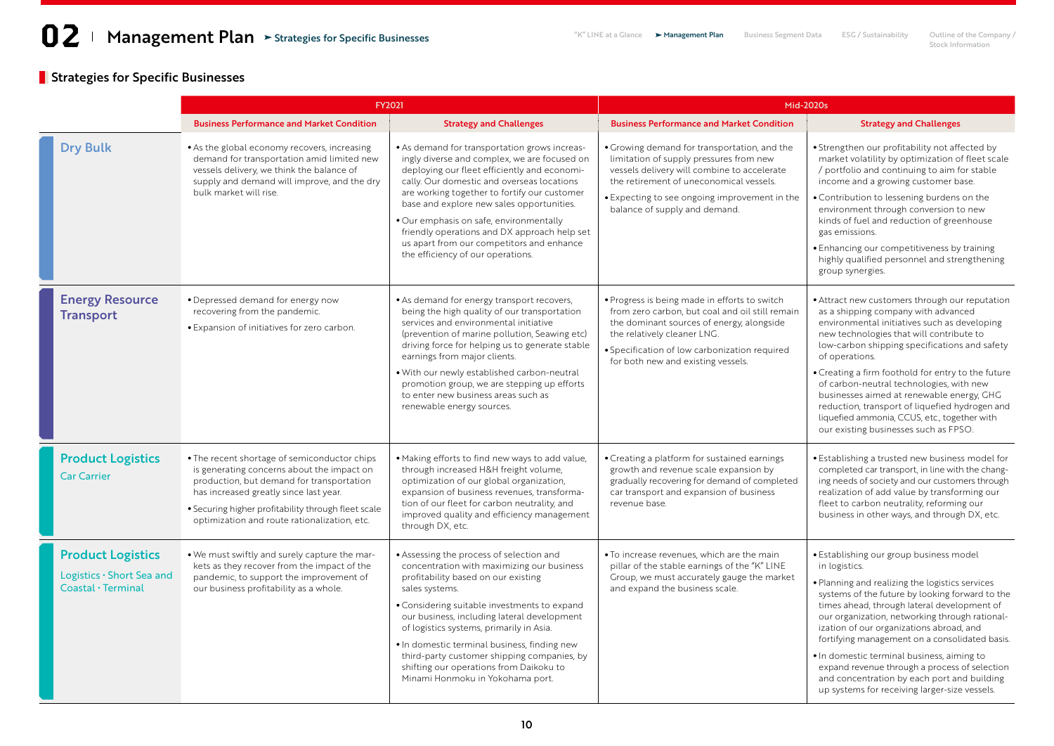## 02 Management Plan ➤ Strategies for Specific Businesses

## Strategies for Specific Businesses

| | FY2021 | | Mid-2020s | |
|---|---|---|---|---|
| | **Business Performance and Market Condition** | **Strategy and Challenges** | **Business Performance and Market Condition** | **Strategy and Challenges** |
| **Dry Bulk** | • As the global economy recovers, increasing demand for transportation amid limited new vessels delivery, we think the balance of supply and demand will improve, and the dry bulk market will rise. | • As demand for transportation grows increasingly diverse and complex, we are focused on deploying our fleet efficiently and economically. Our domestic and overseas locations are working together to fortify our customer base and explore new sales opportunities.<br>• Our emphasis on safe, environmentally friendly operations and DX approach help set us apart from our competitors and enhance the efficiency of our operations. | • Growing demand for transportation, and the limitation of supply pressures from new vessels delivery will combine to accelerate the retirement of uneconomical vessels.<br>• Expecting to see ongoing improvement in the balance of supply and demand. | • Strengthen our profitability not affected by market volatility by optimization of fleet scale / portfolio and continuing to aim for stable income and a growing customer base.<br>• Contribution to lessening burdens on the environment through conversion to new kinds of fuel and reduction of greenhouse gas emissions.<br>• Enhancing our competitiveness by training highly qualified personnel and strengthening group synergies. |
| **Energy Resource Transport** | • Depressed demand for energy now recovering from the pandemic.<br>• Expansion of initiatives for zero carbon. | • As demand for energy transport recovers, being the high quality of our transportation services and environmental initiative (prevention of marine pollution, Seawing etc) driving force for helping us to generate stable earnings from major clients.<br>• With our newly established carbon-neutral promotion group, we are stepping up efforts to enter new business areas such as renewable energy sources. | • Progress is being made in efforts to switch from zero carbon, but coal and oil still remain the dominant sources of energy, alongside the relatively cleaner LNG.<br>• Specification of low carbonization required for both new and existing vessels. | • Attract new customers through our reputation as a shipping company with advanced environmental initiatives such as developing new technologies that will contribute to low-carbon shipping specifications and safety of operations.<br>• Creating a firm foothold for entry to the future of carbon-neutral technologies, with new businesses aimed at renewable energy, GHG reduction, transport of liquefied hydrogen and liquefied ammonia, CCUS, etc., together with our existing businesses such as FPSO. |
| **Product Logistics**<br>Car Carrier | • The recent shortage of semiconductor chips is generating concerns about the impact on production, but demand for transportation has increased greatly since last year.<br>• Securing higher profitability through fleet scale optimization and route rationalization, etc. | • Making efforts to find new ways to add value, through increased H&H freight volume, optimization of our global organization, expansion of business revenues, transformation of our fleet for carbon neutrality, and improved quality and efficiency management through DX, etc. | • Creating a platform for sustained earnings growth and revenue scale expansion by gradually recovering for demand of completed car transport and expansion of business revenue base. | • Establishing a trusted new business model for completed car transport, in line with the changing needs of society and our customers through realization of add value by transforming our fleet to carbon neutrality, reforming our business in other ways, and through DX, etc. |
| **Product Logistics**<br>Logistics · Short Sea and Coastal · Terminal | • We must swiftly and surely capture the markets as they recover from the impact of the pandemic, to support the improvement of our business profitability as a whole. | • Assessing the process of selection and concentration with maximizing our business profitability based on our existing sales systems.<br>• Considering suitable investments to expand our business, including lateral development of logistics systems, primarily in Asia.<br>• In domestic terminal business, finding new third-party customer shipping companies, by shifting our operations from Daikoku to Minami Honmoku in Yokohama port. | • To increase revenues, which are the main pillar of the stable earnings of the "K" LINE Group, we must accurately gauge the market and expand the business scale. | • Establishing our group business model in logistics.<br>• Planning and realizing the logistics services systems of the future by looking forward to the times ahead, through lateral development of our organization, networking through rationalization of our organizations abroad, and fortifying management on a consolidated basis.<br>• In domestic terminal business, aiming to expand revenue through a process of selection and concentration by each port and building up systems for receiving larger-size vessels. |